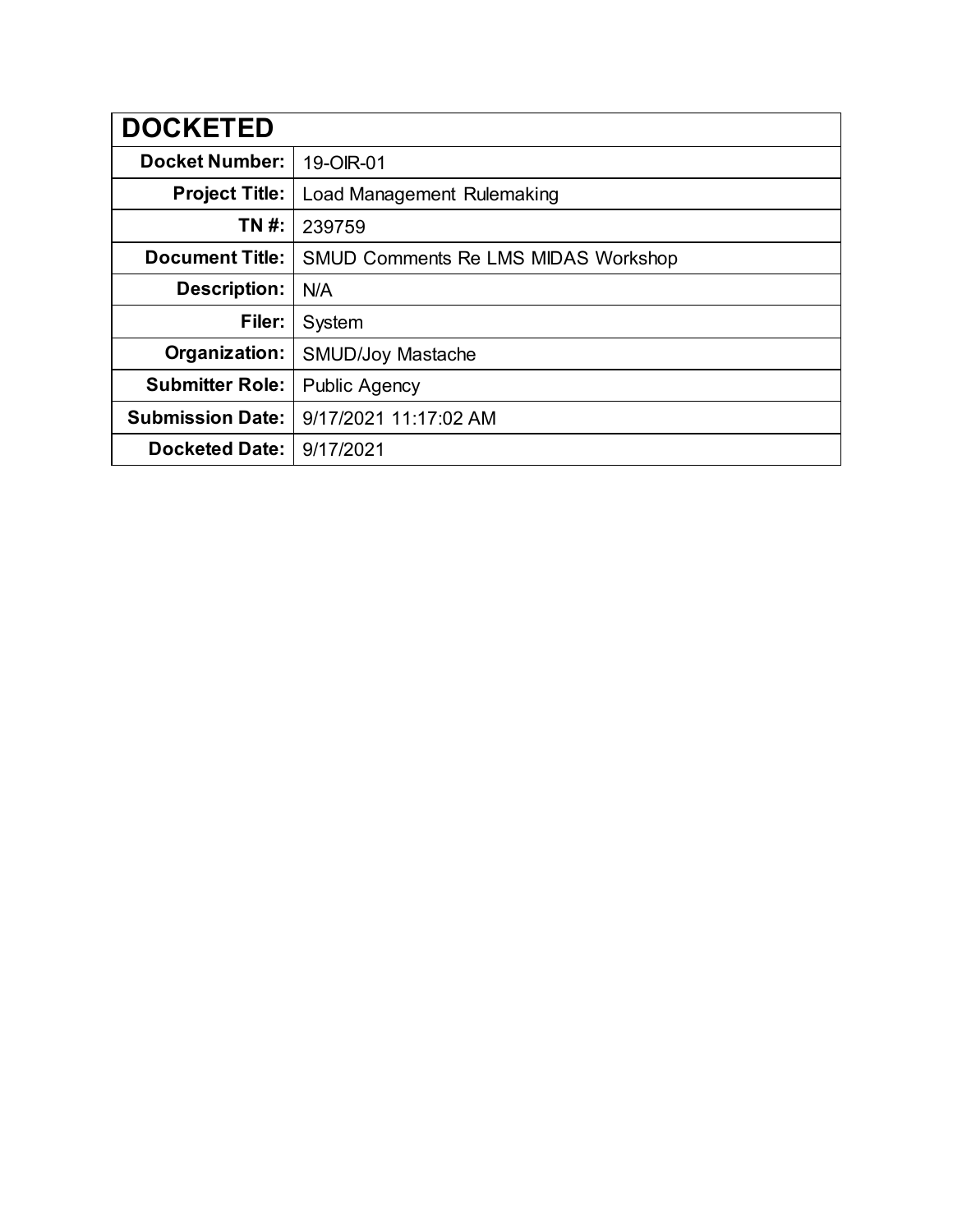| DOCKETED | |
|---|---|
| **Docket Number:** | 19-OIR-01 |
| **Project Title:** | Load Management Rulemaking |
| **TN #:** | 239759 |
| **Document Title:** | SMUD Comments Re LMS MIDAS Workshop |
| **Description:** | N/A |
| **Filer:** | System |
| **Organization:** | SMUD/Joy Mastache |
| **Submitter Role:** | Public Agency |
| **Submission Date:** | 9/17/2021 11:17:02 AM |
| **Docketed Date:** | 9/17/2021 |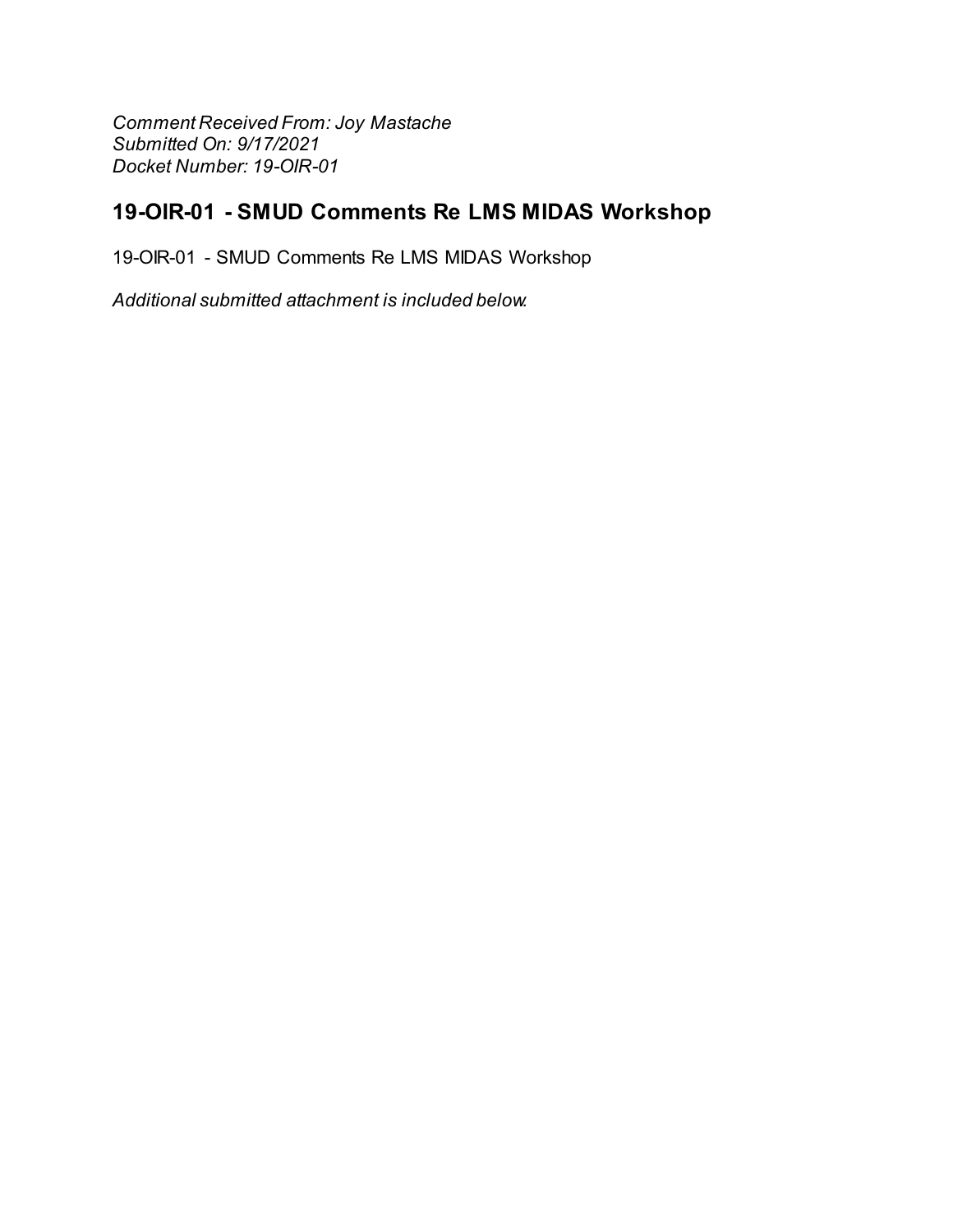*Comment Received From: Joy Mastache*
*Submitted On: 9/17/2021*
*Docket Number: 19-OIR-01*

## 19-OIR-01 - SMUD Comments Re LMS MIDAS Workshop

19-OIR-01 - SMUD Comments Re LMS MIDAS Workshop

*Additional submitted attachment is included below.*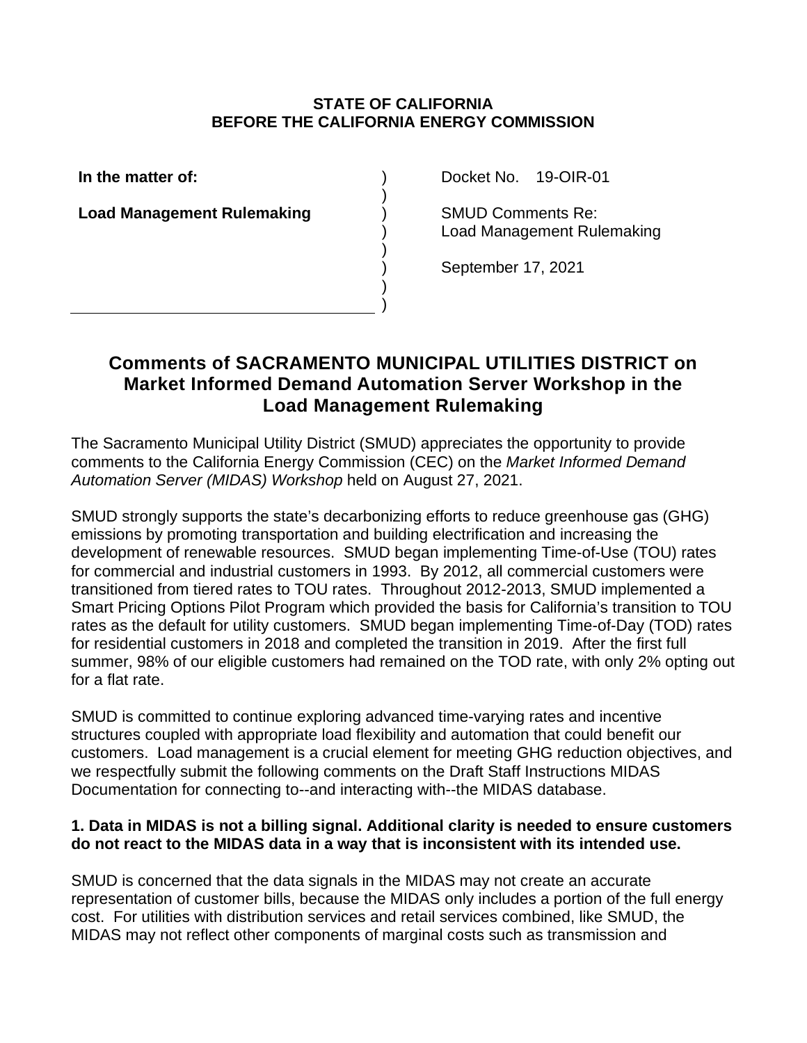**STATE OF CALIFORNIA**
**BEFORE THE CALIFORNIA ENERGY COMMISSION**

| **In the matter of:** | ) | Docket No. 19-OIR-01 |
| --- | --- | --- |
| **Load Management Rulemaking** | ) | SMUD Comments Re: Load Management Rulemaking |
| | ) | September 17, 2021 |

## Comments of SACRAMENTO MUNICIPAL UTILITIES DISTRICT on Market Informed Demand Automation Server Workshop in the Load Management Rulemaking

The Sacramento Municipal Utility District (SMUD) appreciates the opportunity to provide comments to the California Energy Commission (CEC) on the *Market Informed Demand Automation Server (MIDAS) Workshop* held on August 27, 2021.

SMUD strongly supports the state's decarbonizing efforts to reduce greenhouse gas (GHG) emissions by promoting transportation and building electrification and increasing the development of renewable resources. SMUD began implementing Time-of-Use (TOU) rates for commercial and industrial customers in 1993. By 2012, all commercial customers were transitioned from tiered rates to TOU rates. Throughout 2012-2013, SMUD implemented a Smart Pricing Options Pilot Program which provided the basis for California's transition to TOU rates as the default for utility customers. SMUD began implementing Time-of-Day (TOD) rates for residential customers in 2018 and completed the transition in 2019. After the first full summer, 98% of our eligible customers had remained on the TOD rate, with only 2% opting out for a flat rate.

SMUD is committed to continue exploring advanced time-varying rates and incentive structures coupled with appropriate load flexibility and automation that could benefit our customers. Load management is a crucial element for meeting GHG reduction objectives, and we respectfully submit the following comments on the Draft Staff Instructions MIDAS Documentation for connecting to--and interacting with--the MIDAS database.

**1. Data in MIDAS is not a billing signal. Additional clarity is needed to ensure customers do not react to the MIDAS data in a way that is inconsistent with its intended use.**

SMUD is concerned that the data signals in the MIDAS may not create an accurate representation of customer bills, because the MIDAS only includes a portion of the full energy cost. For utilities with distribution services and retail services combined, like SMUD, the MIDAS may not reflect other components of marginal costs such as transmission and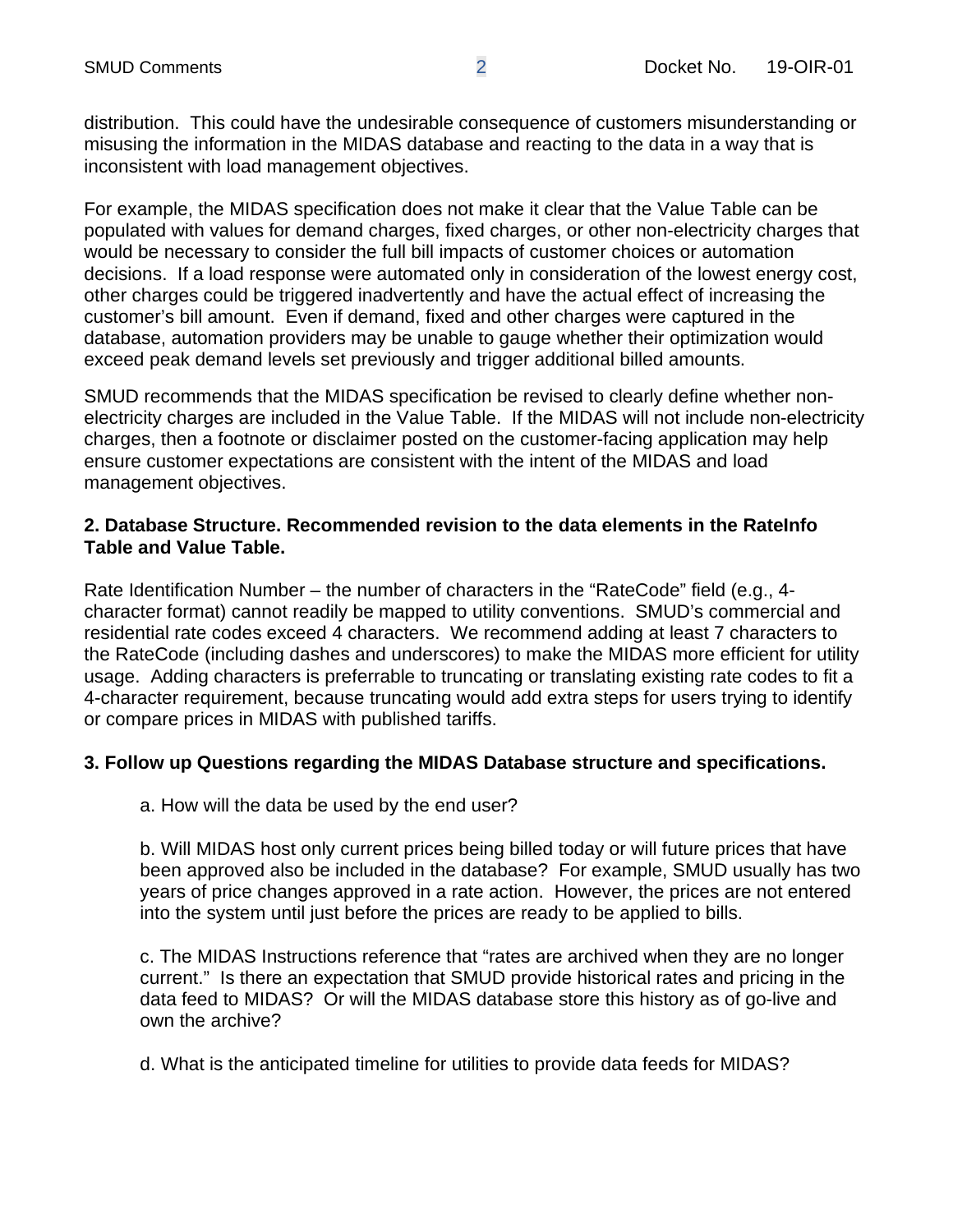distribution. This could have the undesirable consequence of customers misunderstanding or misusing the information in the MIDAS database and reacting to the data in a way that is inconsistent with load management objectives.

For example, the MIDAS specification does not make it clear that the Value Table can be populated with values for demand charges, fixed charges, or other non-electricity charges that would be necessary to consider the full bill impacts of customer choices or automation decisions. If a load response were automated only in consideration of the lowest energy cost, other charges could be triggered inadvertently and have the actual effect of increasing the customer's bill amount. Even if demand, fixed and other charges were captured in the database, automation providers may be unable to gauge whether their optimization would exceed peak demand levels set previously and trigger additional billed amounts.

SMUD recommends that the MIDAS specification be revised to clearly define whether non-electricity charges are included in the Value Table. If the MIDAS will not include non-electricity charges, then a footnote or disclaimer posted on the customer-facing application may help ensure customer expectations are consistent with the intent of the MIDAS and load management objectives.

**2. Database Structure. Recommended revision to the data elements in the RateInfo Table and Value Table.**

Rate Identification Number – the number of characters in the "RateCode" field (e.g., 4-character format) cannot readily be mapped to utility conventions. SMUD's commercial and residential rate codes exceed 4 characters. We recommend adding at least 7 characters to the RateCode (including dashes and underscores) to make the MIDAS more efficient for utility usage. Adding characters is preferrable to truncating or translating existing rate codes to fit a 4-character requirement, because truncating would add extra steps for users trying to identify or compare prices in MIDAS with published tariffs.

**3. Follow up Questions regarding the MIDAS Database structure and specifications.**

a. How will the data be used by the end user?

b. Will MIDAS host only current prices being billed today or will future prices that have been approved also be included in the database? For example, SMUD usually has two years of price changes approved in a rate action. However, the prices are not entered into the system until just before the prices are ready to be applied to bills.

c. The MIDAS Instructions reference that "rates are archived when they are no longer current." Is there an expectation that SMUD provide historical rates and pricing in the data feed to MIDAS? Or will the MIDAS database store this history as of go-live and own the archive?

d. What is the anticipated timeline for utilities to provide data feeds for MIDAS?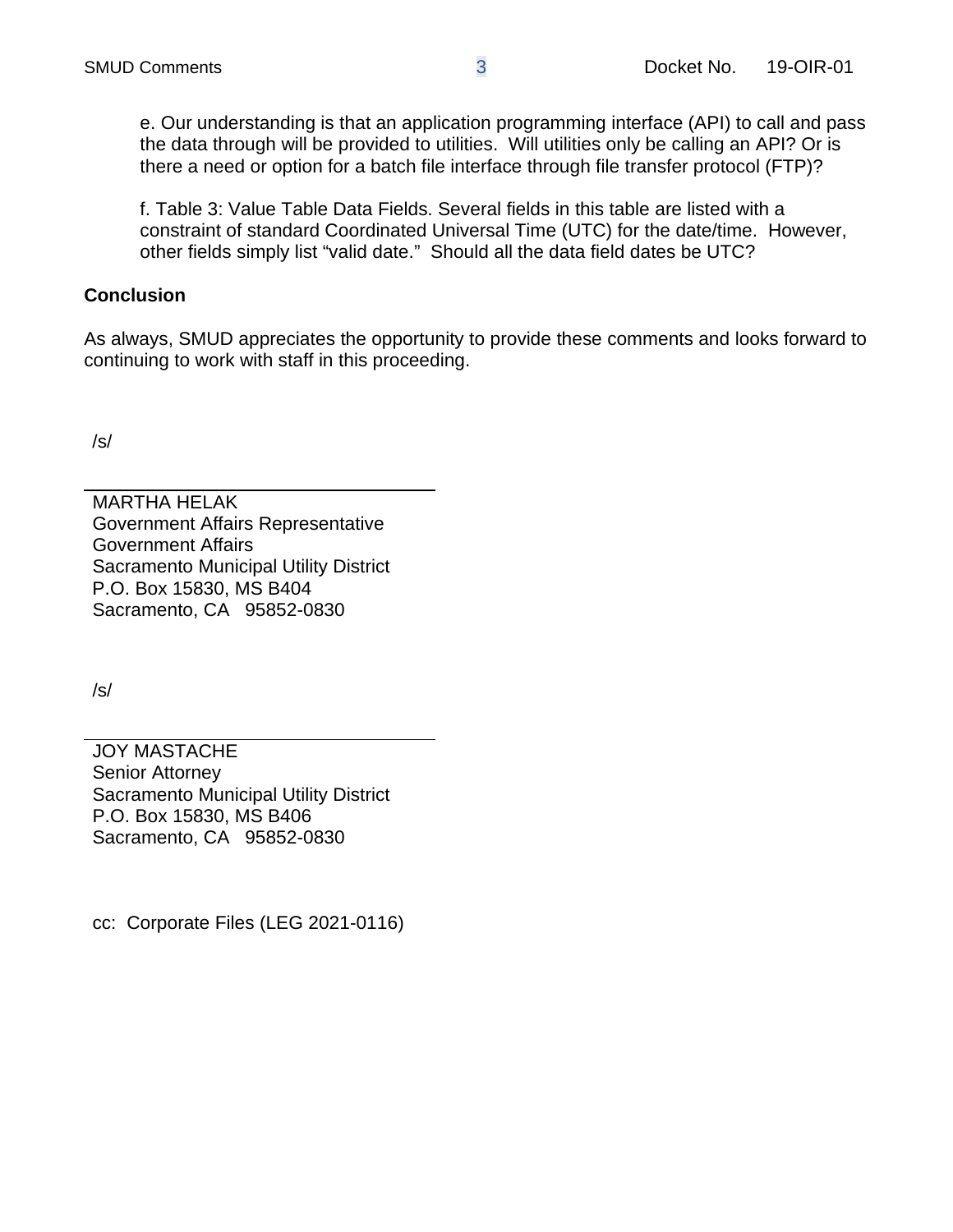e. Our understanding is that an application programming interface (API) to call and pass the data through will be provided to utilities. Will utilities only be calling an API? Or is there a need or option for a batch file interface through file transfer protocol (FTP)?

f. Table 3: Value Table Data Fields. Several fields in this table are listed with a constraint of standard Coordinated Universal Time (UTC) for the date/time. However, other fields simply list "valid date." Should all the data field dates be UTC?

**Conclusion**

As always, SMUD appreciates the opportunity to provide these comments and looks forward to continuing to work with staff in this proceeding.

/s/

MARTHA HELAK
Government Affairs Representative
Government Affairs
Sacramento Municipal Utility District
P.O. Box 15830, MS B404
Sacramento, CA 95852-0830

/s/

JOY MASTACHE
Senior Attorney
Sacramento Municipal Utility District
P.O. Box 15830, MS B406
Sacramento, CA 95852-0830

cc: Corporate Files (LEG 2021-0116)